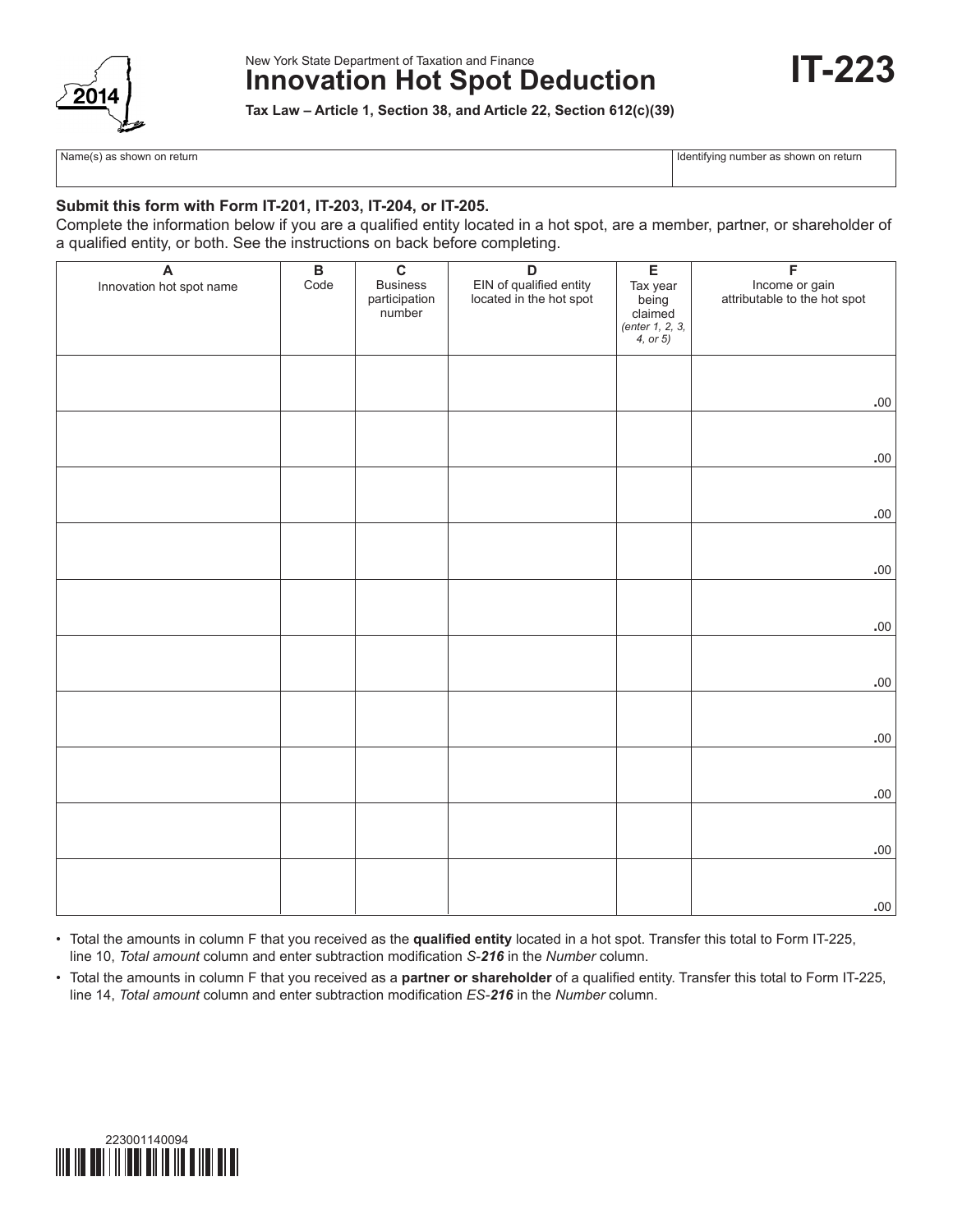New York State Department of Taxation and Finance

# Innovation Hot Spot Deduction

# IT-223

2014

**Tax Law – Article 1, Section 38, and Article 22, Section 612(c)(39)**

| Name(s) as shown on return | Identifying number as shown on return |
|---|---|
| | |

**Submit this form with Form IT-201, IT-203, IT-204, or IT-205.**

Complete the information below if you are a qualified entity located in a hot spot, are a member, partner, or shareholder of a qualified entity, or both. See the instructions on back before completing.

| A<br>Innovation hot spot name | B<br>Code | C<br>Business participation number | D<br>EIN of qualified entity located in the hot spot | E<br>Tax year being claimed *(enter 1, 2, 3, 4, or 5)* | F<br>Income or gain attributable to the hot spot |
|---|---|---|---|---|---|
| | | | | | .00 |
| | | | | | .00 |
| | | | | | .00 |
| | | | | | .00 |
| | | | | | .00 |
| | | | | | .00 |
| | | | | | .00 |
| | | | | | .00 |
| | | | | | .00 |
| | | | | | .00 |

- Total the amounts in column F that you received as the **qualified entity** located in a hot spot. Transfer this total to Form IT-225, line 10, *Total amount* column and enter subtraction modification *S-**216*** in the *Number* column.
- Total the amounts in column F that you received as a **partner or shareholder** of a qualified entity. Transfer this total to Form IT-225, line 14, *Total amount* column and enter subtraction modification *ES-**216*** in the *Number* column.

223001140094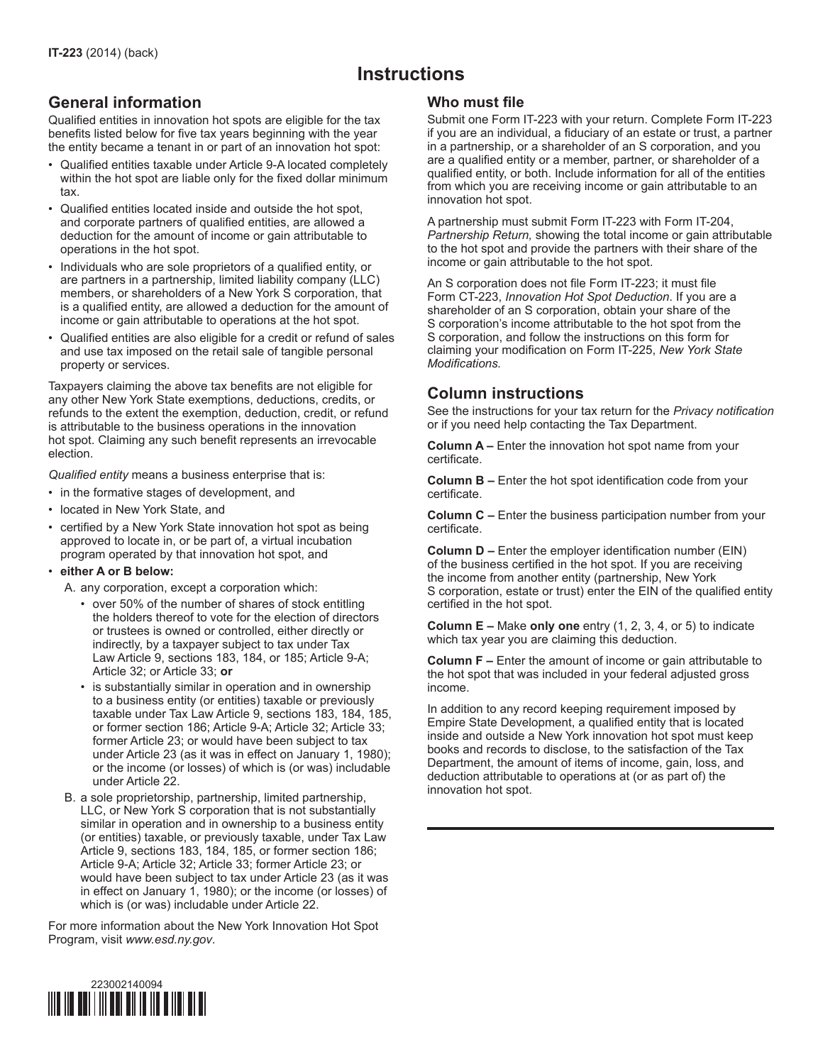# Instructions

## General information

Qualified entities in innovation hot spots are eligible for the tax benefits listed below for five tax years beginning with the year the entity became a tenant in or part of an innovation hot spot:

- Qualified entities taxable under Article 9-A located completely within the hot spot are liable only for the fixed dollar minimum tax.
- Qualified entities located inside and outside the hot spot, and corporate partners of qualified entities, are allowed a deduction for the amount of income or gain attributable to operations in the hot spot.
- Individuals who are sole proprietors of a qualified entity, or are partners in a partnership, limited liability company (LLC) members, or shareholders of a New York S corporation, that is a qualified entity, are allowed a deduction for the amount of income or gain attributable to operations at the hot spot.
- Qualified entities are also eligible for a credit or refund of sales and use tax imposed on the retail sale of tangible personal property or services.

Taxpayers claiming the above tax benefits are not eligible for any other New York State exemptions, deductions, credits, or refunds to the extent the exemption, deduction, credit, or refund is attributable to the business operations in the innovation hot spot. Claiming any such benefit represents an irrevocable election.

*Qualified entity* means a business enterprise that is:

- in the formative stages of development, and
- located in New York State, and
- certified by a New York State innovation hot spot as being approved to locate in, or be part of, a virtual incubation program operated by that innovation hot spot, and
- **either A or B below:**

  A. any corporation, except a corporation which:
  - over 50% of the number of shares of stock entitling the holders thereof to vote for the election of directors or trustees is owned or controlled, either directly or indirectly, by a taxpayer subject to tax under Tax Law Article 9, sections 183, 184, or 185; Article 9-A; Article 32; or Article 33; **or**
  - is substantially similar in operation and in ownership to a business entity (or entities) taxable or previously taxable under Tax Law Article 9, sections 183, 184, 185, or former section 186; Article 9-A; Article 32; Article 33; former Article 23; or would have been subject to tax under Article 23 (as it was in effect on January 1, 1980); or the income (or losses) of which is (or was) includable under Article 22.

  B. a sole proprietorship, partnership, limited partnership, LLC, or New York S corporation that is not substantially similar in operation and in ownership to a business entity (or entities) taxable, or previously taxable, under Tax Law Article 9, sections 183, 184, 185, or former section 186; Article 9-A; Article 32; Article 33; former Article 23; or would have been subject to tax under Article 23 (as it was in effect on January 1, 1980); or the income (or losses) of which is (or was) includable under Article 22.

For more information about the New York Innovation Hot Spot Program, visit *www.esd.ny.gov*.

## Who must file

Submit one Form IT-223 with your return. Complete Form IT-223 if you are an individual, a fiduciary of an estate or trust, a partner in a partnership, or a shareholder of an S corporation, and you are a qualified entity or a member, partner, or shareholder of a qualified entity, or both. Include information for all of the entities from which you are receiving income or gain attributable to an innovation hot spot.

A partnership must submit Form IT-223 with Form IT-204, *Partnership Return,* showing the total income or gain attributable to the hot spot and provide the partners with their share of the income or gain attributable to the hot spot.

An S corporation does not file Form IT-223; it must file Form CT-223, *Innovation Hot Spot Deduction*. If you are a shareholder of an S corporation, obtain your share of the S corporation's income attributable to the hot spot from the S corporation, and follow the instructions on this form for claiming your modification on Form IT-225, *New York State Modifications.*

## Column instructions

See the instructions for your tax return for the *Privacy notification* or if you need help contacting the Tax Department.

**Column A –** Enter the innovation hot spot name from your certificate.

**Column B –** Enter the hot spot identification code from your certificate.

**Column C –** Enter the business participation number from your certificate.

**Column D –** Enter the employer identification number (EIN) of the business certified in the hot spot. If you are receiving the income from another entity (partnership, New York S corporation, estate or trust) enter the EIN of the qualified entity certified in the hot spot.

**Column E –** Make **only one** entry (1, 2, 3, 4, or 5) to indicate which tax year you are claiming this deduction.

**Column F –** Enter the amount of income or gain attributable to the hot spot that was included in your federal adjusted gross income.

In addition to any record keeping requirement imposed by Empire State Development, a qualified entity that is located inside and outside a New York innovation hot spot must keep books and records to disclose, to the satisfaction of the Tax Department, the amount of items of income, gain, loss, and deduction attributable to operations at (or as part of) the innovation hot spot.

223002140094